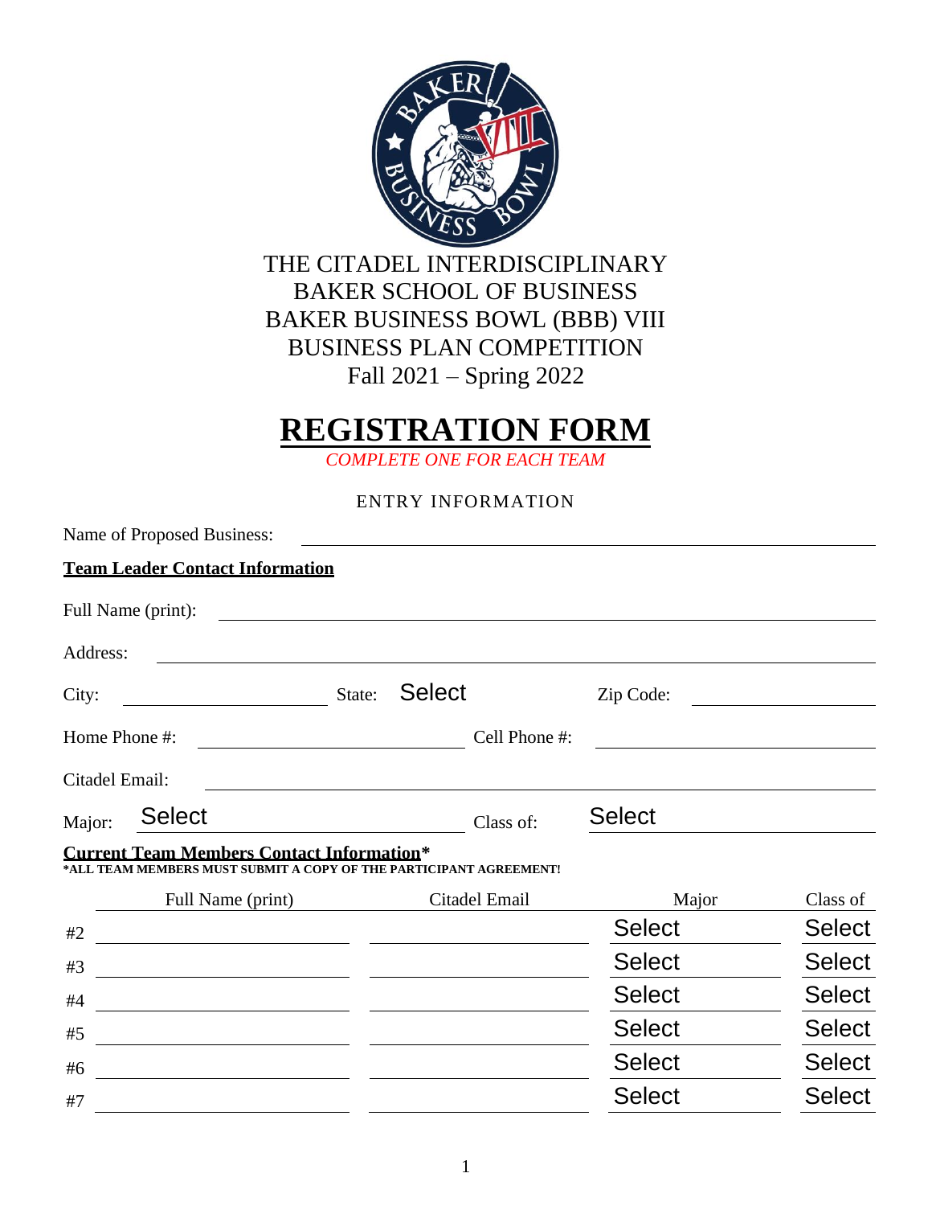THE CITADEL INTERDISCIPLINARY
BAKER SCHOOL OF BUSINESS
BAKER BUSINESS BOWL (BBB) VIII
BUSINESS PLAN COMPETITION
Fall 2021 – Spring 2022

# REGISTRATION FORM

*COMPLETE ONE FOR EACH TEAM*

ENTRY INFORMATION

Name of Proposed Business: ____________________

**Team Leader Contact Information**

Full Name (print): ____________________

Address: ____________________

City: ____________________ State: Select Zip Code: ____________________

Home Phone #: ____________________ Cell Phone #: ____________________

Citadel Email: ____________________

Major: Select Class of: Select

**Current Team Members Contact Information***
***ALL TEAM MEMBERS MUST SUBMIT A COPY OF THE PARTICIPANT AGREEMENT!**

| | Full Name (print) | Citadel Email | Major | Class of |
|---|---|---|---|---|
| #2 | | | Select | Select |
| #3 | | | Select | Select |
| #4 | | | Select | Select |
| #5 | | | Select | Select |
| #6 | | | Select | Select |
| #7 | | | Select | Select |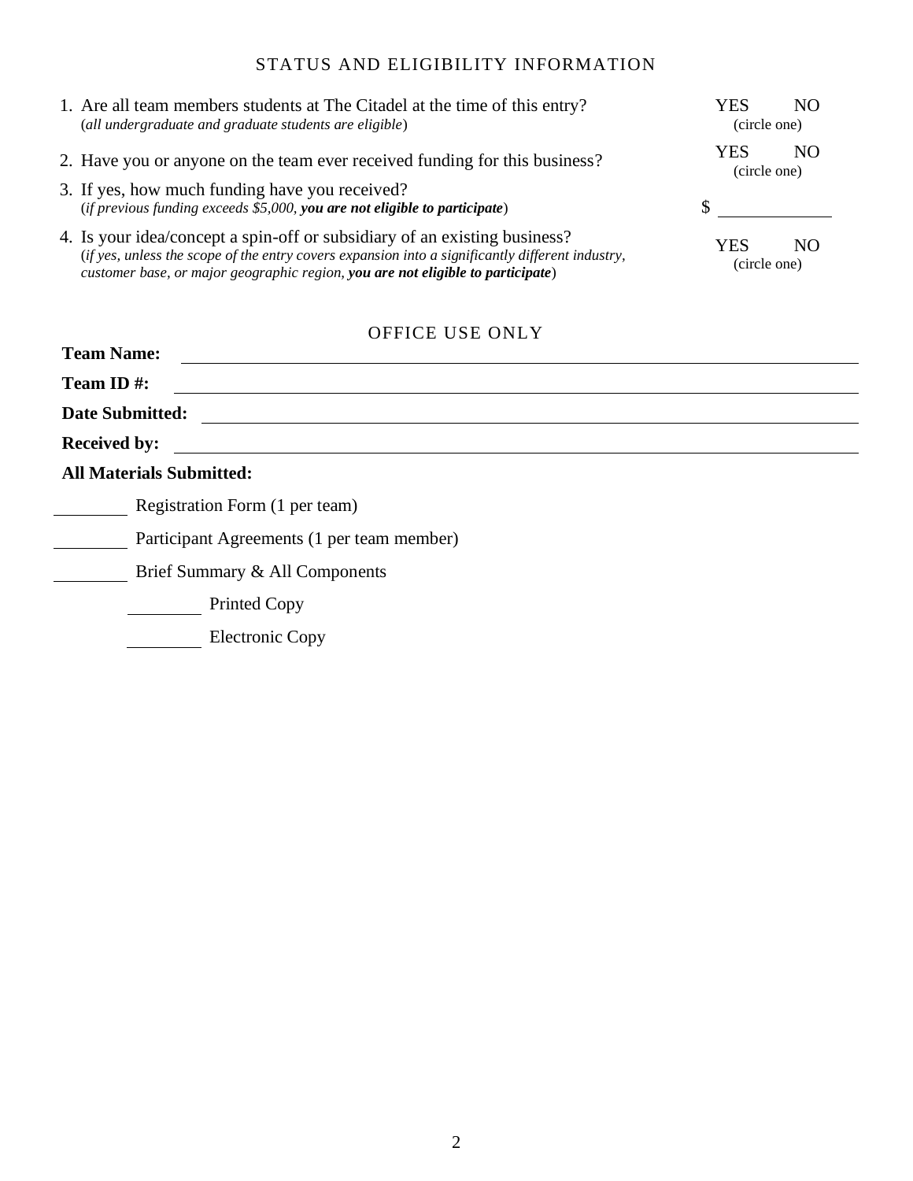## STATUS AND ELIGIBILITY INFORMATION

1. Are all team members students at The Citadel at the time of this entry? (*all undergraduate and graduate students are eligible*) — YES NO (circle one)
2. Have you or anyone on the team ever received funding for this business? — YES NO (circle one)
3. If yes, how much funding have you received? (*if previous funding exceeds $5,000, **you are not eligible to participate***) — $ ____________
4. Is your idea/concept a spin-off or subsidiary of an existing business? (*if yes, unless the scope of the entry covers expansion into a significantly different industry, customer base, or major geographic region, **you are not eligible to participate***) — YES NO (circle one)

## OFFICE USE ONLY

**Team Name:** ______________________________

**Team ID #:** ______________________________

**Date Submitted:** ______________________________

**Received by:** ______________________________

**All Materials Submitted:**

________ Registration Form (1 per team)

________ Participant Agreements (1 per team member)

________ Brief Summary & All Components

    ________ Printed Copy

    ________ Electronic Copy